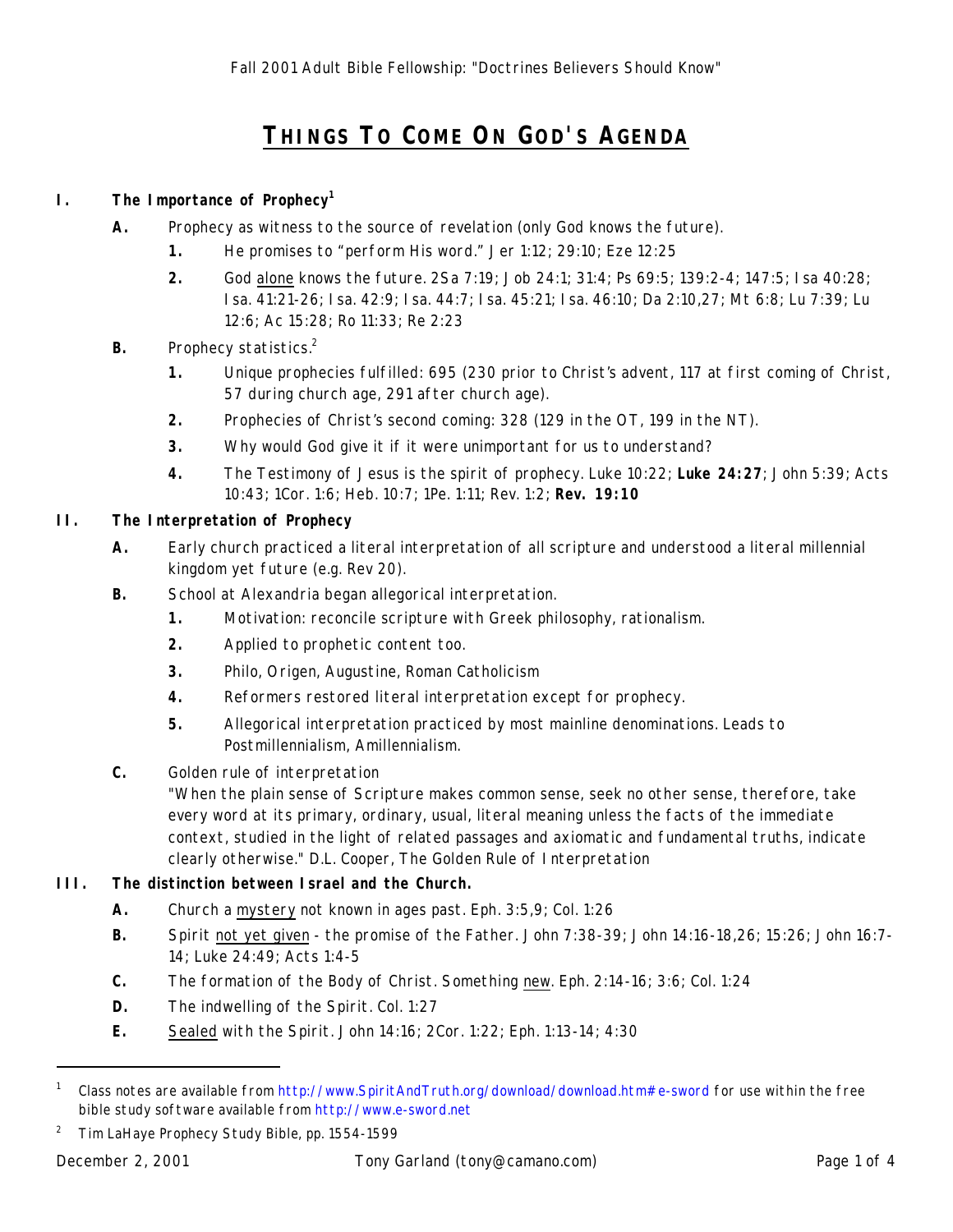Fall 2001 Adult Bible Fellowship: "Doctrines Believers Should Know"

# THINGS TO COME ON GOD'S AGENDA

**I. The Importance of Prophecy**[1]

- **A.** Prophecy as witness to the source of revelation (only God knows the future).
  - **1.** He promises to "perform His word." Jer 1:12; 29:10; Eze 12:25
  - **2.** God alone knows the future. 2Sa 7:19; Job 24:1; 31:4; Ps 69:5; 139:2-4; 147:5; Isa 40:28; Isa. 41:21-26; Isa. 42:9; Isa. 44:7; Isa. 45:21; Isa. 46:10; Da 2:10,27; Mt 6:8; Lu 7:39; Lu 12:6; Ac 15:28; Ro 11:33; Re 2:23
- **B.** Prophecy statistics.[2]
  - **1.** Unique prophecies fulfilled: 695 (230 prior to Christ's advent, 117 at first coming of Christ, 57 during church age, 291 after church age).
  - **2.** Prophecies of Christ's second coming: 328 (129 in the OT, 199 in the NT).
  - **3.** Why would God give it if it were unimportant for us to understand?
  - **4.** The Testimony of Jesus is the spirit of prophecy. Luke 10:22; **Luke 24:27**; John 5:39; Acts 10:43; 1Cor. 1:6; Heb. 10:7; 1Pe. 1:11; Rev. 1:2; **Rev. 19:10**

**II. The Interpretation of Prophecy**

- **A.** Early church practiced a literal interpretation of all scripture and understood a literal millennial kingdom yet future (e.g. Rev 20).
- **B.** School at Alexandria began allegorical interpretation.
  - **1.** Motivation: reconcile scripture with Greek philosophy, rationalism.
  - **2.** Applied to prophetic content too.
  - **3.** Philo, Origen, Augustine, Roman Catholicism
  - **4.** Reformers restored literal interpretation except for prophecy.
  - **5.** Allegorical interpretation practiced by most mainline denominations. Leads to Postmillennialism, Amillennialism.
- **C.** Golden rule of interpretation
  "When the plain sense of Scripture makes common sense, seek no other sense, therefore, take every word at its primary, ordinary, usual, literal meaning unless the facts of the immediate context, studied in the light of related passages and axiomatic and fundamental truths, indicate clearly otherwise." D.L. Cooper, The Golden Rule of Interpretation

**III. The distinction between Israel and the Church.**

- **A.** Church a mystery not known in ages past. Eph. 3:5,9; Col. 1:26
- **B.** Spirit not yet given - the promise of the Father. John 7:38-39; John 14:16-18,26; 15:26; John 16:7-14; Luke 24:49; Acts 1:4-5
- **C.** The formation of the Body of Christ. Something new. Eph. 2:14-16; 3:6; Col. 1:24
- **D.** The indwelling of the Spirit. Col. 1:27
- **E.** Sealed with the Spirit. John 14:16; 2Cor. 1:22; Eph. 1:13-14; 4:30

---

[1] Class notes are available from http://www.SpiritAndTruth.org/download/download.htm#e-sword for use within the free bible study software available from http://www.e-sword.net

[2] Tim LaHaye Prophecy Study Bible, pp. 1554-1599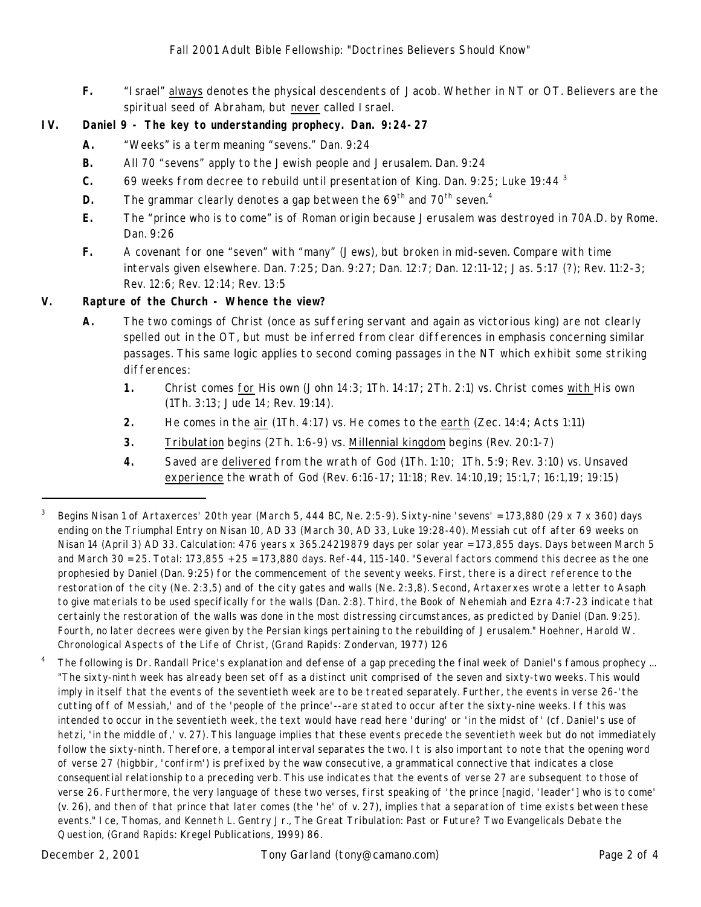**F.** "Israel" always denotes the physical descendents of Jacob. Whether in NT or OT. Believers are the spiritual seed of Abraham, but never called Israel.

## IV. Daniel 9 - The key to understanding prophecy. Dan. 9:24-27

**A.** "Weeks" is a term meaning "sevens." Dan. 9:24

**B.** All 70 "sevens" apply to the Jewish people and Jerusalem. Dan. 9:24

**C.** 69 weeks from decree to rebuild until presentation of King. Dan. 9:25; Luke 19:44 [3]

**D.** The grammar clearly denotes a gap between the 69th and 70th seven.[4]

**E.** The "prince who is to come" is of Roman origin because Jerusalem was destroyed in 70A.D. by Rome. Dan. 9:26

**F.** A covenant for one "seven" with "many" (Jews), but broken in mid-seven. Compare with time intervals given elsewhere. Dan. 7:25; Dan. 9:27; Dan. 12:7; Dan. 12:11-12; Jas. 5:17 (?); Rev. 11:2-3; Rev. 12:6; Rev. 12:14; Rev. 13:5

## V. Rapture of the Church - Whence the view?

**A.** The two comings of Christ (once as suffering servant and again as victorious king) are not clearly spelled out in the OT, but must be inferred from clear differences in emphasis concerning similar passages. This same logic applies to second coming passages in the NT which exhibit some striking differences:

1. Christ comes for His own (John 14:3; 1Th. 14:17; 2Th. 2:1) vs. Christ comes with His own (1Th. 3:13; Jude 14; Rev. 19:14).
2. He comes in the air (1Th. 4:17) vs. He comes to the earth (Zec. 14:4; Acts 1:11)
3. Tribulation begins (2Th. 1:6-9) vs. Millennial kingdom begins (Rev. 20:1-7)
4. Saved are delivered from the wrath of God (1Th. 1:10; 1Th. 5:9; Rev. 3:10) vs. Unsaved experience the wrath of God (Rev. 6:16-17; 11:18; Rev. 14:10,19; 15:1,7; 16:1,19; 19:15)

---

[3] Begins Nisan 1 of Artaxerces' 20th year (March 5, 444 BC, Ne. 2:5-9). Sixty-nine 'sevens' = 173,880 (29 x 7 x 360) days ending on the Triumphal Entry on Nisan 10, AD 33 (March 30, AD 33, Luke 19:28-40). Messiah cut off after 69 weeks on Nisan 14 (April 3) AD 33. Calculation: 476 years x 365.24219879 days per solar year = 173,855 days. Days between March 5 and March 30 = 25. Total: 173,855 + 25 = 173,880 days. Ref-44, 115-140. "Several factors commend this decree as the one prophesied by Daniel (Dan. 9:25) for the commencement of the seventy weeks. First, there is a direct reference to the restoration of the city (Ne. 2:3,5) and of the city gates and walls (Ne. 2:3,8). Second, Artaxerxes wrote a letter to Asaph to give materials to be used specifically for the walls (Dan. 2:8). Third, the Book of Nehemiah and Ezra 4:7-23 indicate that certainly the restoration of the walls was done in the most distressing circumstances, as predicted by Daniel (Dan. 9:25). Fourth, no later decrees were given by the Persian kings pertaining to the rebuilding of Jerusalem." Hoehner, Harold W. Chronological Aspects of the Life of Christ, (Grand Rapids: Zondervan, 1977) 126

[4] The following is Dr. Randall Price's explanation and defense of a gap preceding the final week of Daniel's famous prophecy ... "The sixty-ninth week has already been set off as a distinct unit comprised of the seven and sixty-two weeks. This would imply in itself that the events of the seventieth week are to be treated separately. Further, the events in verse 26-'the cutting off of Messiah,' and of the 'people of the prince'--are stated to occur after the sixty-nine weeks. If this was intended to occur in the seventieth week, the text would have read here 'during' or 'in the midst of' (cf. Daniel's use of hetzi, 'in the middle of,' v. 27). This language implies that these events precede the seventieth week but do not immediately follow the sixty-ninth. Therefore, a temporal interval separates the two. It is also important to note that the opening word of verse 27 (higbbir, 'confirm') is prefixed by the waw consecutive, a grammatical connective that indicates a close consequential relationship to a preceding verb. This use indicates that the events of verse 27 are subsequent to those of verse 26. Furthermore, the very language of these two verses, first speaking of 'the prince [nagid, 'leader'] who is to come' (v. 26), and then of that prince that later comes (the 'he' of v. 27), implies that a separation of time exists between these events." Ice, Thomas, and Kenneth L. Gentry Jr., The Great Tribulation: Past or Future? Two Evangelicals Debate the Question, (Grand Rapids: Kregel Publications, 1999) 86.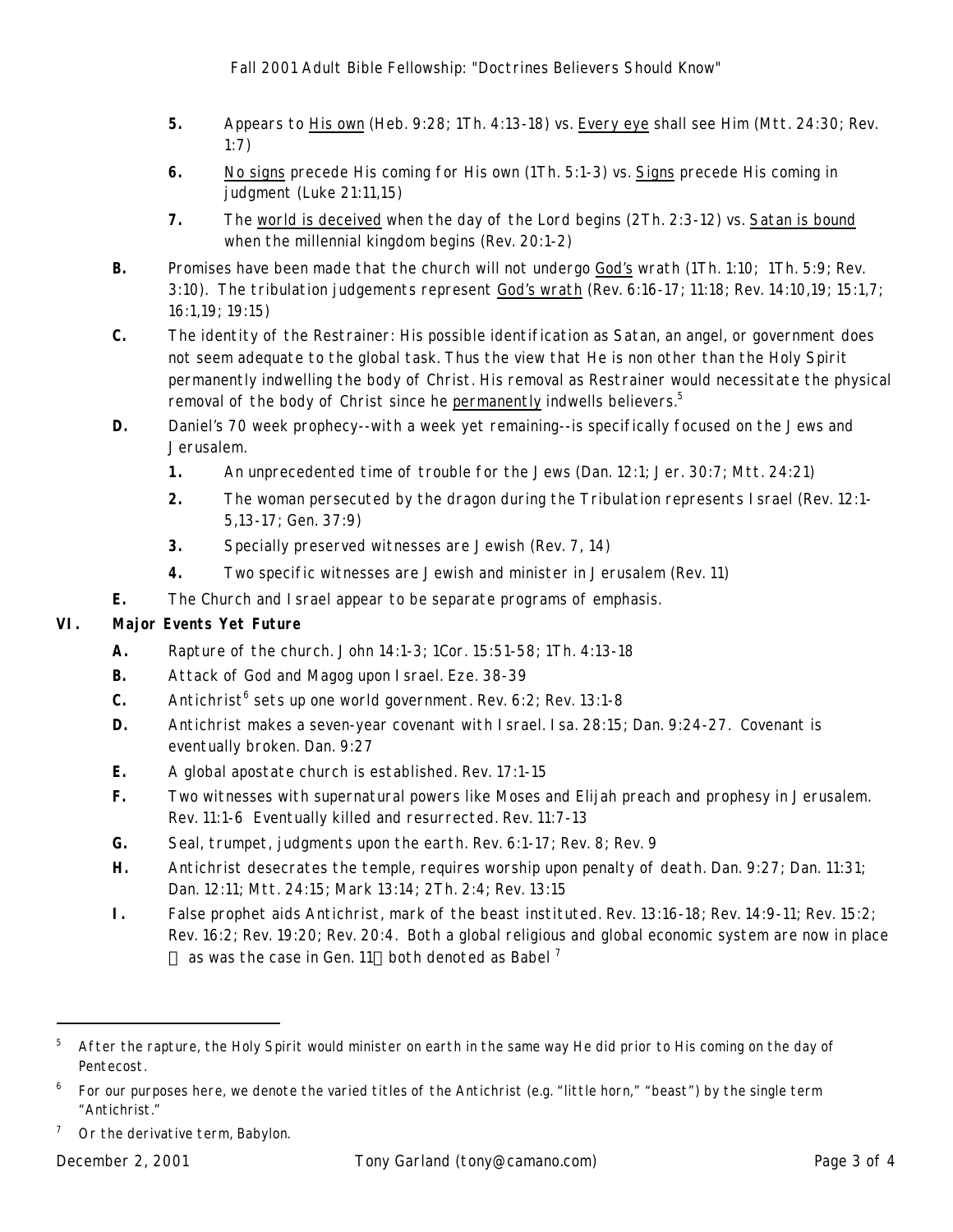5. Appears to <u>His own</u> (Heb. 9:28; 1Th. 4:13-18) vs. <u>Every eye</u> shall see Him (Mtt. 24:30; Rev. 1:7)
6. <u>No signs</u> precede His coming for His own (1Th. 5:1-3) vs. <u>Signs</u> precede His coming in judgment (Luke 21:11,15)
7. The <u>world is deceived</u> when the day of the Lord begins (2Th. 2:3-12) vs. <u>Satan is bound</u> when the millennial kingdom begins (Rev. 20:1-2)

**B.** Promises have been made that the church will not undergo <u>God's</u> wrath (1Th. 1:10; 1Th. 5:9; Rev. 3:10). The tribulation judgements represent <u>God's wrath</u> (Rev. 6:16-17; 11:18; Rev. 14:10,19; 15:1,7; 16:1,19; 19:15)

**C.** The identity of the Restrainer: His possible identification as Satan, an angel, or government does not seem adequate to the global task. Thus the view that He is non other than the Holy Spirit permanently indwelling the body of Christ. His removal as Restrainer would necessitate the physical removal of the body of Christ since he <u>permanently</u> indwells believers.[5]

**D.** Daniel's 70 week prophecy--with a week yet remaining--is specifically focused on the Jews and Jerusalem.

1. An unprecedented time of trouble for the Jews (Dan. 12:1; Jer. 30:7; Mtt. 24:21)
2. The woman persecuted by the dragon during the Tribulation represents Israel (Rev. 12:1-5,13-17; Gen. 37:9)
3. Specially preserved witnesses are Jewish (Rev. 7, 14)
4. Two specific witnesses are Jewish and minister in Jerusalem (Rev. 11)

**E.** The Church and Israel appear to be separate programs of emphasis.

## VI. Major Events Yet Future

**A.** Rapture of the church. John 14:1-3; 1Cor. 15:51-58; 1Th. 4:13-18

**B.** Attack of God and Magog upon Israel. Eze. 38-39

**C.** Antichrist[6] sets up one world government. Rev. 6:2; Rev. 13:1-8

**D.** Antichrist makes a seven-year covenant with Israel. Isa. 28:15; Dan. 9:24-27. Covenant is eventually broken. Dan. 9:27

**E.** A global apostate church is established. Rev. 17:1-15

**F.** Two witnesses with supernatural powers like Moses and Elijah preach and prophesy in Jerusalem. Rev. 11:1-6 Eventually killed and resurrected. Rev. 11:7-13

**G.** Seal, trumpet, judgments upon the earth. Rev. 6:1-17; Rev. 8; Rev. 9

**H.** Antichrist desecrates the temple, requires worship upon penalty of death. Dan. 9:27; Dan. 11:31; Dan. 12:11; Mtt. 24:15; Mark 13:14; 2Th. 2:4; Rev. 13:15

**I.** False prophet aids Antichrist, mark of the beast instituted. Rev. 13:16-18; Rev. 14:9-11; Rev. 15:2; Rev. 16:2; Rev. 19:20; Rev. 20:4. Both a global religious and global economic system are now in place  as was the case in Gen. 11 both denoted as Babel[7]

---

[5] After the rapture, the Holy Spirit would minister on earth in the same way He did prior to His coming on the day of Pentecost.

[6] For our purposes here, we denote the varied titles of the Antichrist (e.g. "little horn," "beast") by the single term "Antichrist."

[7] Or the derivative term, Babylon.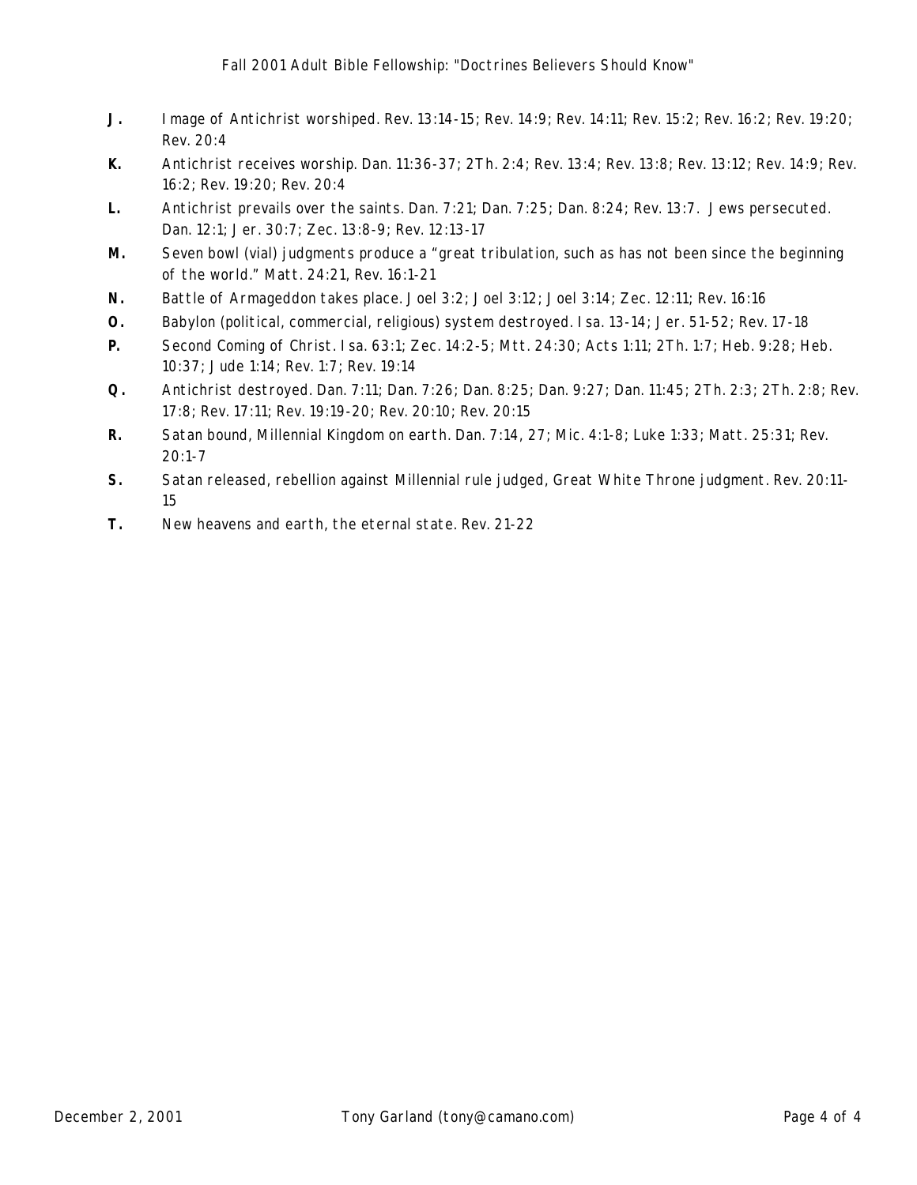- **J.** Image of Antichrist worshiped. Rev. 13:14-15; Rev. 14:9; Rev. 14:11; Rev. 15:2; Rev. 16:2; Rev. 19:20; Rev. 20:4
- **K.** Antichrist receives worship. Dan. 11:36-37; 2Th. 2:4; Rev. 13:4; Rev. 13:8; Rev. 13:12; Rev. 14:9; Rev. 16:2; Rev. 19:20; Rev. 20:4
- **L.** Antichrist prevails over the saints. Dan. 7:21; Dan. 7:25; Dan. 8:24; Rev. 13:7. Jews persecuted. Dan. 12:1; Jer. 30:7; Zec. 13:8-9; Rev. 12:13-17
- **M.** Seven bowl (vial) judgments produce a "great tribulation, such as has not been since the beginning of the world." Matt. 24:21, Rev. 16:1-21
- **N.** Battle of Armageddon takes place. Joel 3:2; Joel 3:12; Joel 3:14; Zec. 12:11; Rev. 16:16
- **O.** Babylon (political, commercial, religious) system destroyed. Isa. 13-14; Jer. 51-52; Rev. 17-18
- **P.** Second Coming of Christ. Isa. 63:1; Zec. 14:2-5; Mtt. 24:30; Acts 1:11; 2Th. 1:7; Heb. 9:28; Heb. 10:37; Jude 1:14; Rev. 1:7; Rev. 19:14
- **Q.** Antichrist destroyed. Dan. 7:11; Dan. 7:26; Dan. 8:25; Dan. 9:27; Dan. 11:45; 2Th. 2:3; 2Th. 2:8; Rev. 17:8; Rev. 17:11; Rev. 19:19-20; Rev. 20:10; Rev. 20:15
- **R.** Satan bound, Millennial Kingdom on earth. Dan. 7:14, 27; Mic. 4:1-8; Luke 1:33; Matt. 25:31; Rev. 20:1-7
- **S.** Satan released, rebellion against Millennial rule judged, Great White Throne judgment. Rev. 20:11-15
- **T.** New heavens and earth, the eternal state. Rev. 21-22